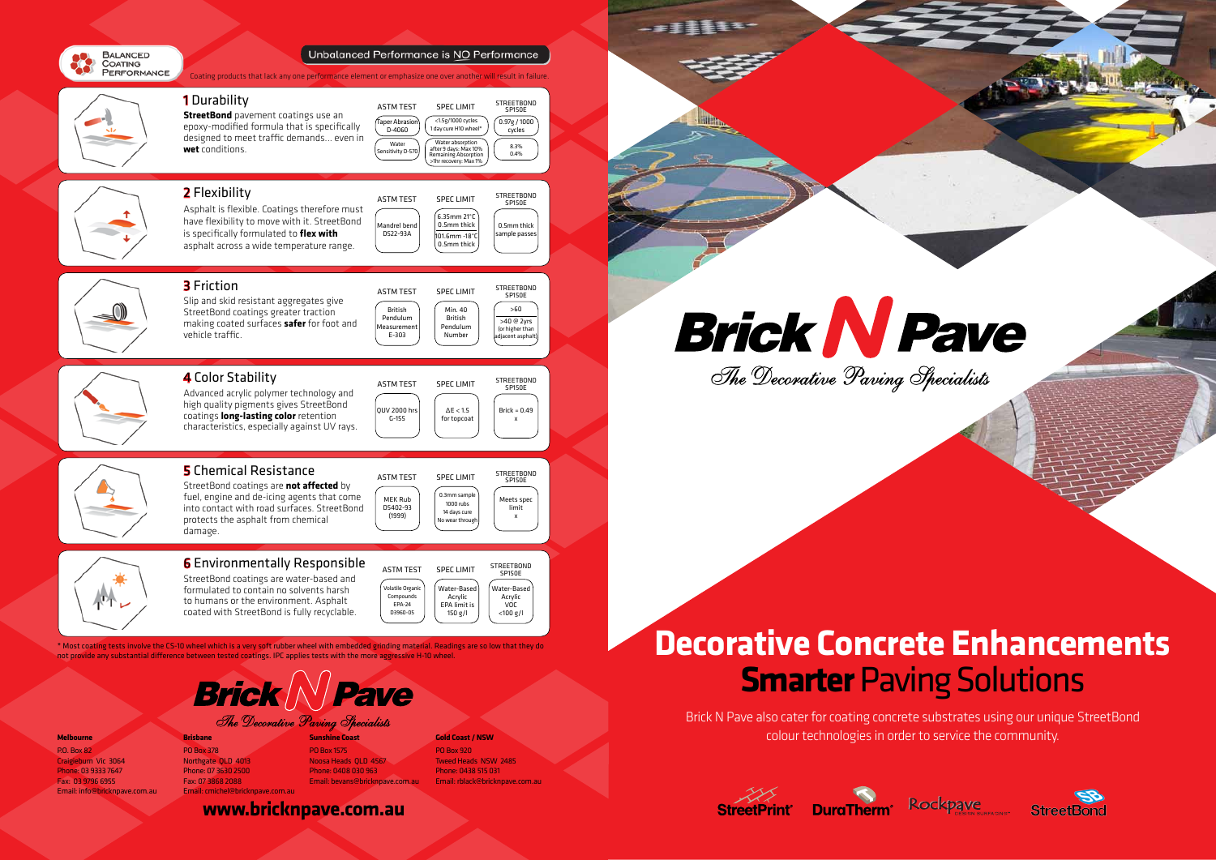Balanced Coating Performance

## Unbalanced Performance is NO Performance

Coating products that lack any one performance element or emphasize one over another will result in failure.

### 1 Durability

**StreetBond** pavement coatings use an epoxy-modified formula that is specifically designed to meet traffic demands... even in **wet** conditions.

| ASTM TEST | SPEC LIMIT | STREETBOND SP150E |
|---|---|---|
| Taper Abrasion D-4060 | <1.5g/1000 cycles 1 day cure H10 wheel* | 0.97g / 1000 cycles |
| Water Sensitivity D-570 | Water absorption after 9 days: Max 10% Remaining Absorption >1hr recovery: Max 1% | 8.3% 0.4% |

### 2 Flexibility

Asphalt is flexible. Coatings therefore must have flexibility to move with it. StreetBond is specifically formulated to **flex with** asphalt across a wide temperature range.

| ASTM TEST | SPEC LIMIT | STREETBOND SP150E |
|---|---|---|
| Mandrel bend D522-93A | 6.35mm 21°C 0.5mm thick 101.6mm -18°C 0.5mm thick | 0.5mm thick sample passes |

### 3 Friction

Slip and skid resistant aggregates give StreetBond coatings greater traction making coated surfaces **safer** for foot and vehicle traffic.

| ASTM TEST | SPEC LIMIT | STREETBOND SP150E |
|---|---|---|
| British Pendulum Measurement E-303 | Min. 40 British Pendulum Number | >60 >40 @ 2yrs (or higher than adjacent asphalt) |

### 4 Color Stability

Advanced acrylic polymer technology and high quality pigments gives StreetBond coatings **long-lasting color** retention characteristics, especially against UV rays.

| ASTM TEST | SPEC LIMIT | STREETBOND SP150E |
|---|---|---|
| QUV 2000 hrs G-155 | ΔE < 1.5 for topcoat | Brick = 0.49 x |

### 5 Chemical Resistance

StreetBond coatings are **not affected** by fuel, engine and de-icing agents that come into contact with road surfaces. StreetBond protects the asphalt from chemical damage.

| ASTM TEST | SPEC LIMIT | STREETBOND SP150E |
|---|---|---|
| MEK Rub D5402-93 (1999) | 0.3mm sample 1000 rubs 14 days cure No wear through | Meets spec limit x |

### 6 Environmentally Responsible

StreetBond coatings are water-based and formulated to contain no solvents harsh to humans or the environment. Asphalt coated with StreetBond is fully recyclable.

| ASTM TEST | SPEC LIMIT | STREETBOND SP150E |
|---|---|---|
| Volatile Organic Compounds EPA-24 D3960-05 | Water-Based Acrylic EPA limit is 150 g/l | Water-Based Acrylic VOC <100 g/l |

\* Most coating tests involve the CS-10 wheel which is a very soft rubber wheel with embedded grinding material. Readings are so low that they do not provide any substantial difference between tested coatings. IPC applies tests with the more aggressive H-10 wheel.

Brick N Pave
*The Decorative Paving Specialists*

**Melbourne**
P.O. Box 82
Craigieburn Vic 3064
Phone: 03 9333 7647
Fax: 03 9796 6955
Email: info@bricknpave.com.au

**Brisbane**
PO Box 378
Northgate QLD 4013
Phone: 07 3630 2500
Fax: 07 3868 2088
Email: cmichel@bricknpave.com.au

**Sunshine Coast**
PO Box 1575
Noosa Heads QLD 4567
Phone: 0408 030 963
Email: bevans@bricknpave.com.au

**Gold Coast / NSW**
PO Box 920
Tweed Heads NSW 2485
Phone: 0438 515 031
Email: rblack@bricknpave.com.au

**www.bricknpave.com.au**

Brick N Pave
*The Decorative Paving Specialists*

# Decorative Concrete Enhancements
## **Smarter** Paving Solutions

Brick N Pave also cater for coating concrete substrates using our unique StreetBond colour technologies in order to service the community.

StreetPrint® DuraTherm® Rockpave StreetBond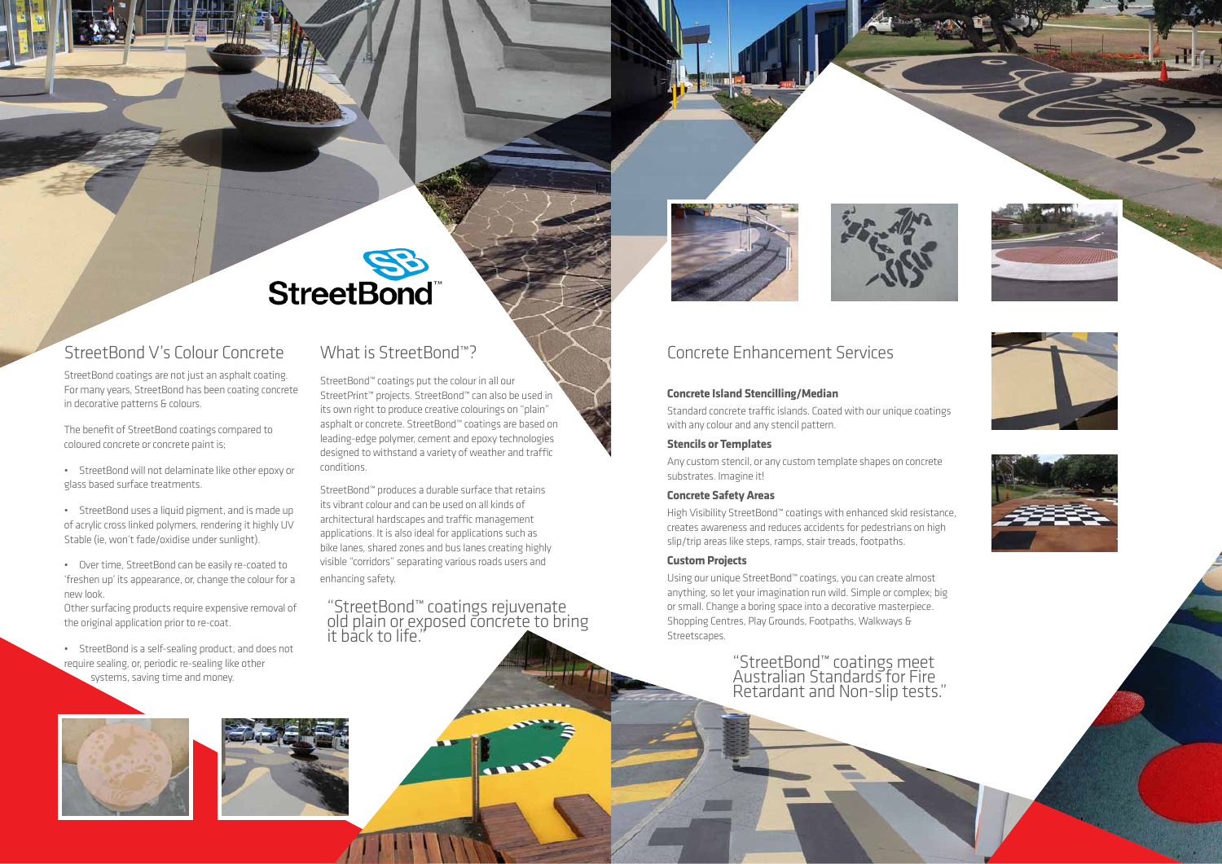# StreetBond™

## StreetBond V's Colour Concrete

StreetBond coatings are not just an asphalt coating. For many years, StreetBond has been coating concrete in decorative patterns & colours.

The benefit of StreetBond coatings compared to coloured concrete or concrete paint is;

- StreetBond will not delaminate like other epoxy or glass based surface treatments.
- StreetBond uses a liquid pigment, and is made up of acrylic cross linked polymers, rendering it highly UV Stable (ie, won't fade/oxidise under sunlight).
- Over time, StreetBond can be easily re-coated to 'freshen up' its appearance, or, change the colour for a new look.
  Other surfacing products require expensive removal of the original application prior to re-coat.
- StreetBond is a self-sealing product, and does not require sealing, or, periodic re-sealing like other systems, saving time and money.

## What is StreetBond™?

StreetBond™ coatings put the colour in all our StreetPrint™ projects. StreetBond™ can also be used in its own right to produce creative colourings on "plain" asphalt or concrete. StreetBond™ coatings are based on leading-edge polymer, cement and epoxy technologies designed to withstand a variety of weather and traffic conditions.

StreetBond™ produces a durable surface that retains its vibrant colour and can be used on all kinds of architectural hardscapes and traffic management applications. It is also ideal for applications such as bike lanes, shared zones and bus lanes creating highly visible "corridors" separating various roads users and enhancing safety.

"StreetBond™ coatings rejuvenate old plain or exposed concrete to bring it back to life."

## Concrete Enhancement Services

**Concrete Island Stencilling/Median**

Standard concrete traffic islands. Coated with our unique coatings with any colour and any stencil pattern.

**Stencils or Templates**

Any custom stencil, or any custom template shapes on concrete substrates. Imagine it!

**Concrete Safety Areas**

High Visibility StreetBond™ coatings with enhanced skid resistance, creates awareness and reduces accidents for pedestrians on high slip/trip areas like steps, ramps, stair treads, footpaths.

**Custom Projects**

Using our unique StreetBond™ coatings, you can create almost anything, so let your imagination run wild. Simple or complex; big or small. Change a boring space into a decorative masterpiece. Shopping Centres, Play Grounds, Footpaths, Walkways & Streetscapes.

"StreetBond™ coatings meet Australian Standards for Fire Retardant and Non-slip tests."